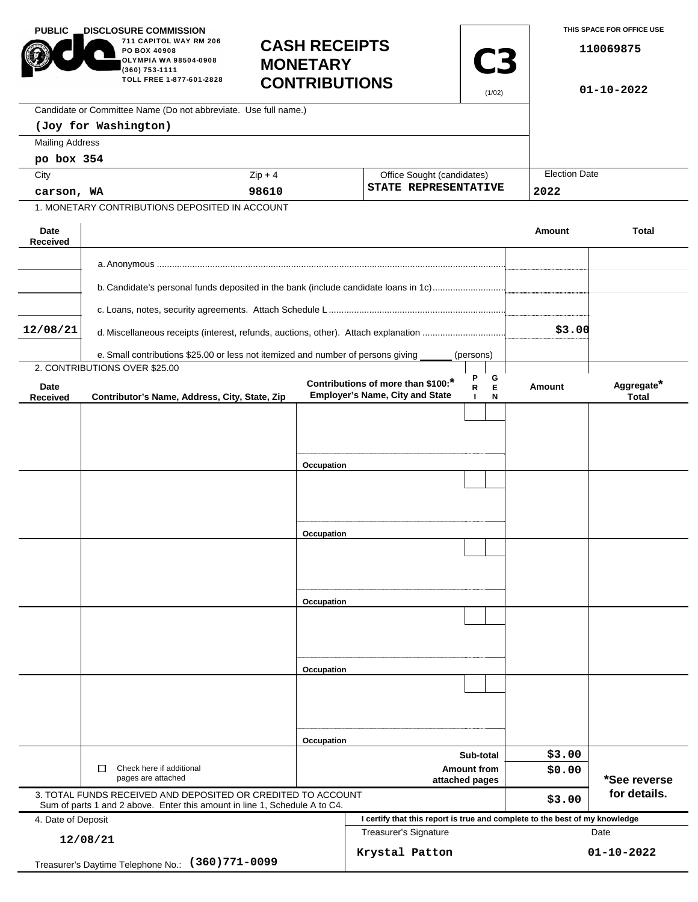PUBLIC DISCLOSURE COMMISSION
711 CAPITOL WAY RM 206
PO BOX 40908
OLYMPIA WA 98504-0908
(360) 753-1111
TOLL FREE 1-877-601-2828

# CASH RECEIPTS MONETARY CONTRIBUTIONS

**C3** (1/02)

THIS SPACE FOR OFFICE USE

110069875

01-10-2022

Candidate or Committee Name (Do not abbreviate. Use full name.)
**(Joy for Washington)**

Mailing Address
**po box 354**

| City | Zip + 4 | Office Sought (candidates) | Election Date |
|---|---|---|---|
| carson, WA | 98610 | STATE REPRESENTATIVE | 2022 |

1. MONETARY CONTRIBUTIONS DEPOSITED IN ACCOUNT

| Date Received | | Amount | Total |
|---|---|---|---|
| | a. Anonymous | | |
| | b. Candidate's personal funds deposited in the bank (include candidate loans in 1c) | | |
| | c. Loans, notes, security agreements. Attach Schedule L | | |
| 12/08/21 | d. Miscellaneous receipts (interest, refunds, auctions, other). Attach explanation | $3.00 | |
| | e. Small contributions $25.00 or less not itemized and number of persons giving ______ (persons) | | |

2. CONTRIBUTIONS OVER $25.00

| Date Received | Contributor's Name, Address, City, State, Zip | Contributions of more than $100:* Employer's Name, City and State | PRI | GEN | Amount | Aggregate* Total |
|---|---|---|---|---|---|---|
| | | Occupation | | | | |
| | | Occupation | | | | |
| | | Occupation | | | | |
| | | Occupation | | | | |
| | | Occupation | | | | |

| | | |
|---|---|---|
| ☐ Check here if additional pages are attached | Sub-total | $3.00 |
| | Amount from attached pages | $0.00 |

*See reverse for details.

3. TOTAL FUNDS RECEIVED AND DEPOSITED OR CREDITED TO ACCOUNT
Sum of parts 1 and 2 above. Enter this amount in line 1, Schedule A to C4. **$3.00**

4. Date of Deposit
**12/08/21**

Treasurer's Daytime Telephone No.: **(360)771-0099**

**I certify that this report is true and complete to the best of my knowledge**

| Treasurer's Signature | Date |
|---|---|
| Krystal Patton | 01-10-2022 |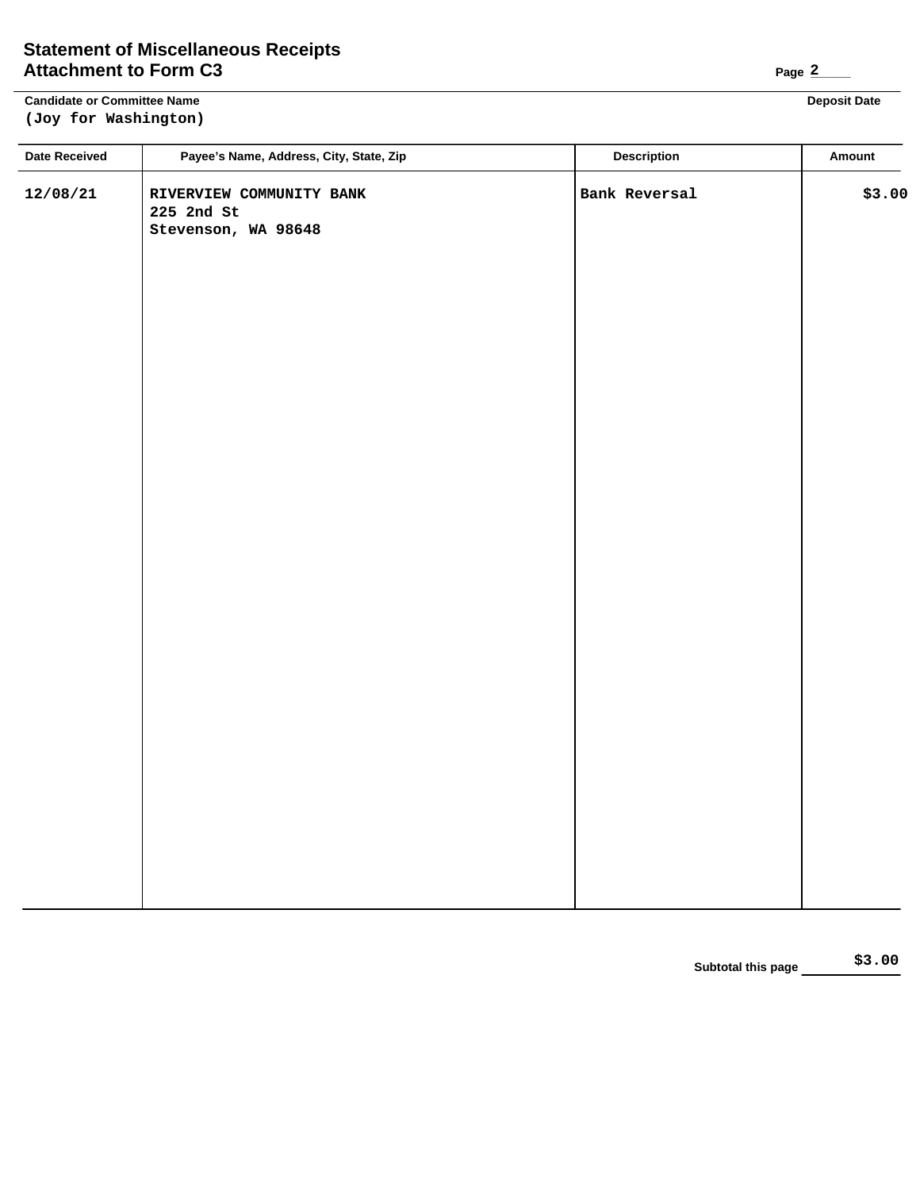# Statement of Miscellaneous Receipts
## Attachment to Form C3

Page 2

**Candidate or Committee Name**
(Joy for Washington)

**Deposit Date**

| Date Received | Payee's Name, Address, City, State, Zip | Description | Amount |
|---|---|---|---|
| 12/08/21 | RIVERVIEW COMMUNITY BANK<br>225 2nd St<br>Stevenson, WA 98648 | Bank Reversal | $3.00 |

Subtotal this page $3.00